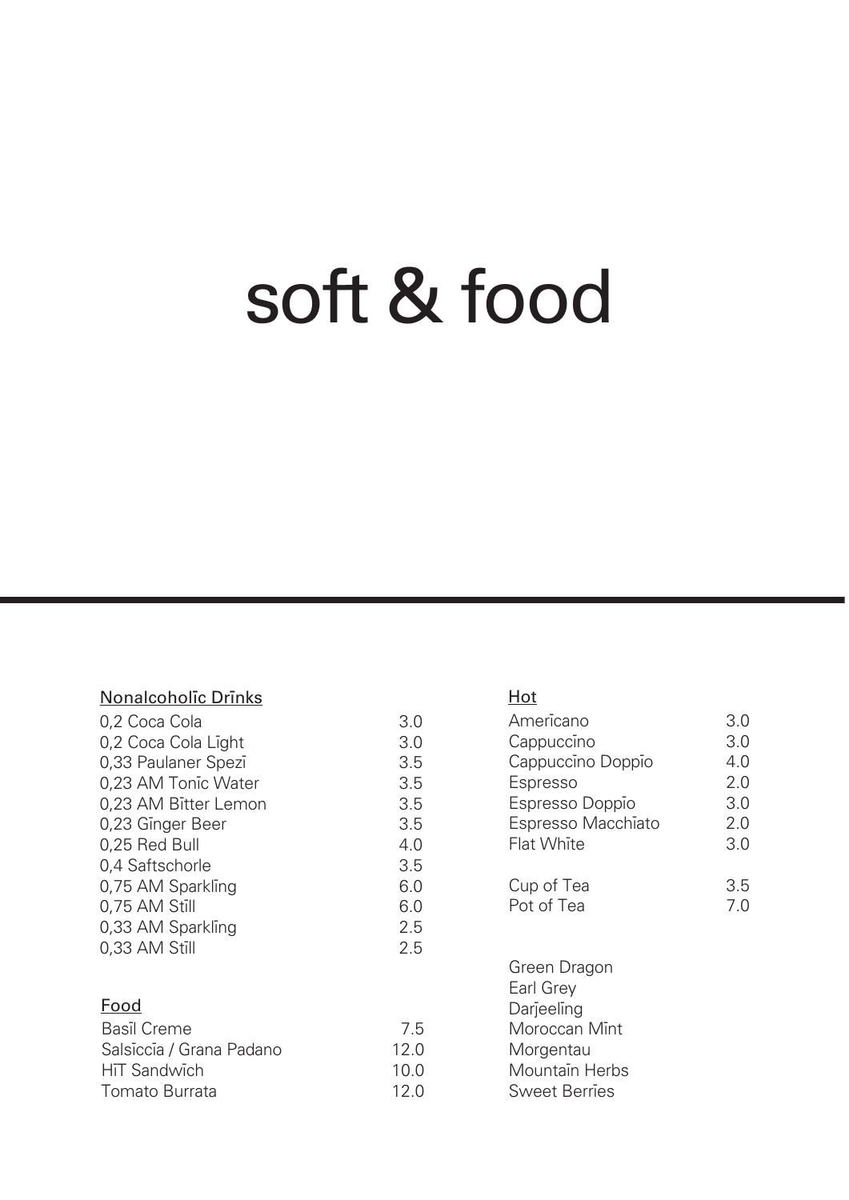# soft & food

## Nonalcoholic Drinks

| Item | Price |
| --- | --- |
| 0,2 Coca Cola | 3.0 |
| 0,2 Coca Cola Light | 3.0 |
| 0,33 Paulaner Spezi | 3.5 |
| 0,23 AM Tonic Water | 3.5 |
| 0,23 AM Bitter Lemon | 3.5 |
| 0,23 Ginger Beer | 3.5 |
| 0,25 Red Bull | 4.0 |
| 0,4 Saftschorle | 3.5 |
| 0,75 AM Sparkling | 6.0 |
| 0,75 AM Still | 6.0 |
| 0,33 AM Sparkling | 2.5 |
| 0,33 AM Still | 2.5 |

## Food

| Item | Price |
| --- | --- |
| Basil Creme | 7.5 |
| Salsiccia / Grana Padano | 12.0 |
| HiT Sandwich | 10.0 |
| Tomato Burrata | 12.0 |

## Hot

| Item | Price |
| --- | --- |
| Americano | 3.0 |
| Cappuccino | 3.0 |
| Cappuccino Doppio | 4.0 |
| Espresso | 2.0 |
| Espresso Doppio | 3.0 |
| Espresso Macchiato | 2.0 |
| Flat White | 3.0 |
| Cup of Tea | 3.5 |
| Pot of Tea | 7.0 |

Green Dragon
Earl Grey
Darjeeling
Moroccan Mint
Morgentau
Mountain Herbs
Sweet Berries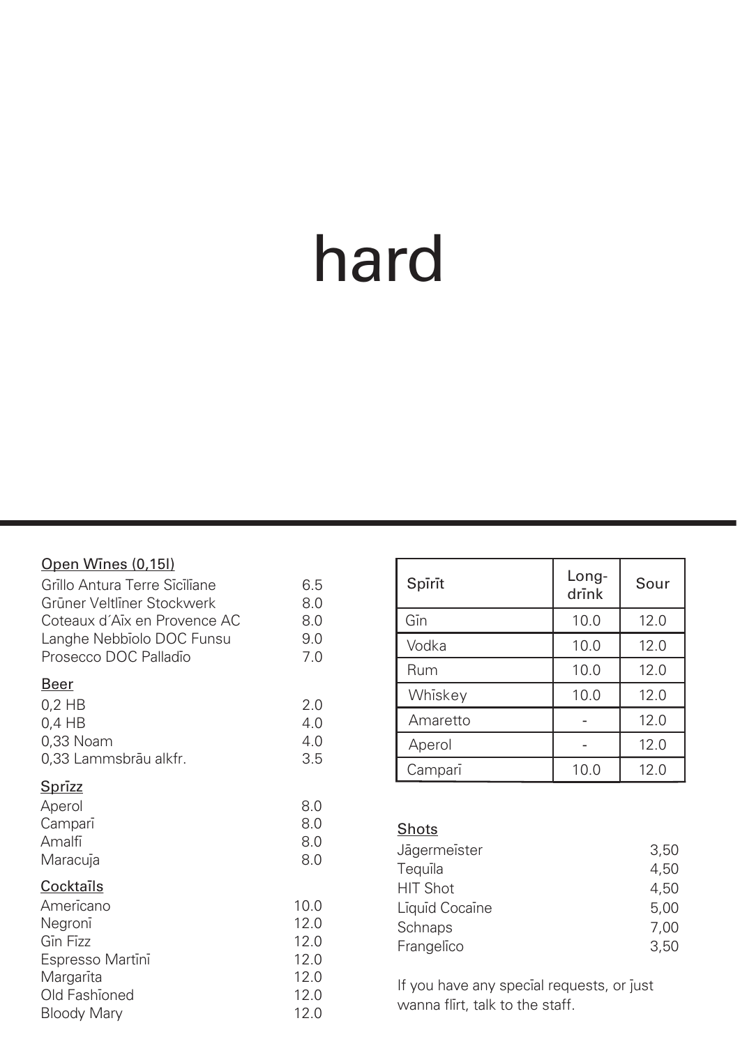# hard

## Open Wīnes (0,15l)

| | |
|---|---|
| Grīllo Antura Terre Sīcīlīane | 6.5 |
| Grūner Veltlīner Stockwerk | 8.0 |
| Coteaux d´Aīx en Provence AC | 8.0 |
| Langhe Nebbīolo DOC Funsu | 9.0 |
| Prosecco DOC Palladīo | 7.0 |

## Beer

| | |
|---|---|
| 0,2 HB | 2.0 |
| 0,4 HB | 4.0 |
| 0,33 Noam | 4.0 |
| 0,33 Lammsbrāu alkfr. | 3.5 |

## Sprīzz

| | |
|---|---|
| Aperol | 8.0 |
| Camparī | 8.0 |
| Amalfī | 8.0 |
| Maracuja | 8.0 |

## Cocktaīls

| | |
|---|---|
| Amerīcano | 10.0 |
| Negronī | 12.0 |
| Gīn Fīzz | 12.0 |
| Espresso Martīnī | 12.0 |
| Margarīta | 12.0 |
| Old Fashīoned | 12.0 |
| Bloody Mary | 12.0 |

| Spīrīt | Long-drīnk | Sour |
|---|---|---|
| Gīn | 10.0 | 12.0 |
| Vodka | 10.0 | 12.0 |
| Rum | 10.0 | 12.0 |
| Whīskey | 10.0 | 12.0 |
| Amaretto | - | 12.0 |
| Aperol | - | 12.0 |
| Camparī | 10.0 | 12.0 |

## Shots

| | |
|---|---|
| Jāgermeīster | 3,50 |
| Tequīla | 4,50 |
| HIT Shot | 4,50 |
| Līquīd Cocaīne | 5,00 |
| Schnaps | 7,00 |
| Frangelīco | 3,50 |

If you have any specīal requests, or just wanna flīrt, talk to the staff.